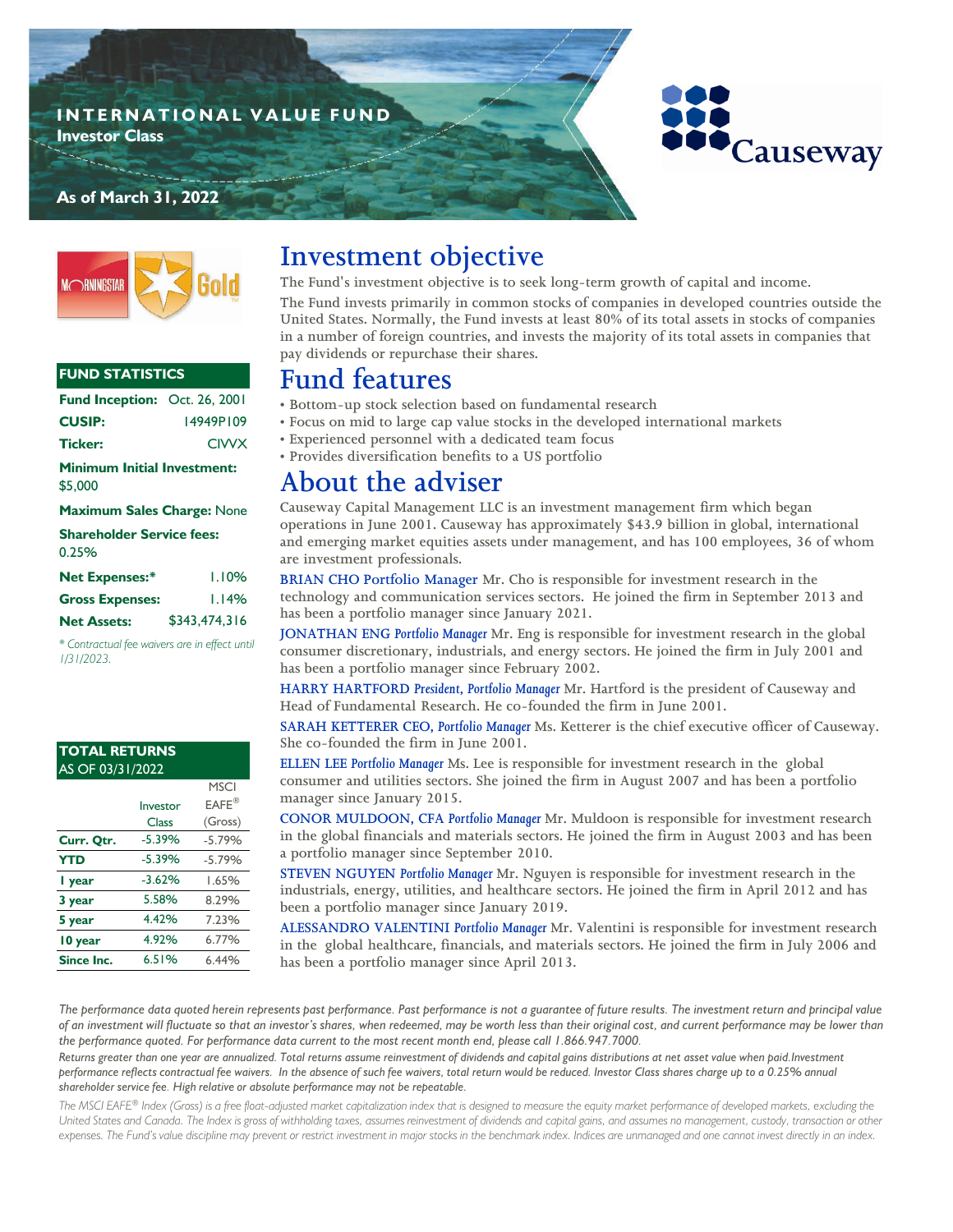# INTERNATIONAL VALUE FUND

**Investor Class**

**As of March 31, 2022**

Causeway

MORNINGSTAR Gold

## FUND STATISTICS

| | |
|---|---|
| **Fund Inception:** | Oct. 26, 2001 |
| **CUSIP:** | 14949P109 |
| **Ticker:** | CIVVX |
| **Minimum Initial Investment:** | $5,000 |
| **Maximum Sales Charge:** | None |
| **Shareholder Service fees:** | 0.25% |
| **Net Expenses:*** | 1.10% |
| **Gross Expenses:** | 1.14% |
| **Net Assets:** | $343,474,316 |

*\* Contractual fee waivers are in effect until 1/31/2023.*

## TOTAL RETURNS AS OF 03/31/2022

| | Investor Class | MSCI EAFE® (Gross) |
|---|---|---|
| **Curr. Qtr.** | -5.39% | -5.79% |
| **YTD** | -5.39% | -5.79% |
| **1 year** | -3.62% | 1.65% |
| **3 year** | 5.58% | 8.29% |
| **5 year** | 4.42% | 7.23% |
| **10 year** | 4.92% | 6.77% |
| **Since Inc.** | 6.51% | 6.44% |

# Investment objective

The Fund's investment objective is to seek long-term growth of capital and income.

The Fund invests primarily in common stocks of companies in developed countries outside the United States. Normally, the Fund invests at least 80% of its total assets in stocks of companies in a number of foreign countries, and invests the majority of its total assets in companies that pay dividends or repurchase their shares.

# Fund features

- Bottom-up stock selection based on fundamental research
- Focus on mid to large cap value stocks in the developed international markets
- Experienced personnel with a dedicated team focus
- Provides diversification benefits to a US portfolio

# About the adviser

Causeway Capital Management LLC is an investment management firm which began operations in June 2001. Causeway has approximately $43.9 billion in global, international and emerging market equities assets under management, and has 100 employees, 36 of whom are investment professionals.

**BRIAN CHO** *Portfolio Manager* Mr. Cho is responsible for investment research in the technology and communication services sectors. He joined the firm in September 2013 and has been a portfolio manager since January 2021.

**JONATHAN ENG** *Portfolio Manager* Mr. Eng is responsible for investment research in the global consumer discretionary, industrials, and energy sectors. He joined the firm in July 2001 and has been a portfolio manager since February 2002.

**HARRY HARTFORD** *President, Portfolio Manager* Mr. Hartford is the president of Causeway and Head of Fundamental Research. He co-founded the firm in June 2001.

**SARAH KETTERER** *CEO, Portfolio Manager* Ms. Ketterer is the chief executive officer of Causeway. She co-founded the firm in June 2001.

**ELLEN LEE** *Portfolio Manager* Ms. Lee is responsible for investment research in the global consumer and utilities sectors. She joined the firm in August 2007 and has been a portfolio manager since January 2015.

**CONOR MULDOON, CFA** *Portfolio Manager* Mr. Muldoon is responsible for investment research in the global financials and materials sectors. He joined the firm in August 2003 and has been a portfolio manager since September 2010.

**STEVEN NGUYEN** *Portfolio Manager* Mr. Nguyen is responsible for investment research in the industrials, energy, utilities, and healthcare sectors. He joined the firm in April 2012 and has been a portfolio manager since January 2019.

**ALESSANDRO VALENTINI** *Portfolio Manager* Mr. Valentini is responsible for investment research in the global healthcare, financials, and materials sectors. He joined the firm in July 2006 and has been a portfolio manager since April 2013.

*The performance data quoted herein represents past performance. Past performance is not a guarantee of future results. The investment return and principal value of an investment will fluctuate so that an investor's shares, when redeemed, may be worth less than their original cost, and current performance may be lower than the performance quoted. For performance data current to the most recent month end, please call 1.866.947.7000.*

*Returns greater than one year are annualized. Total returns assume reinvestment of dividends and capital gains distributions at net asset value when paid. Investment performance reflects contractual fee waivers. In the absence of such fee waivers, total return would be reduced. Investor Class shares charge up to a 0.25% annual shareholder service fee. High relative or absolute performance may not be repeatable.*

*The MSCI EAFE® Index (Gross) is a free float-adjusted market capitalization index that is designed to measure the equity market performance of developed markets, excluding the United States and Canada. The Index is gross of withholding taxes, assumes reinvestment of dividends and capital gains, and assumes no management, custody, transaction or other expenses. The Fund's value discipline may prevent or restrict investment in major stocks in the benchmark index. Indices are unmanaged and one cannot invest directly in an index.*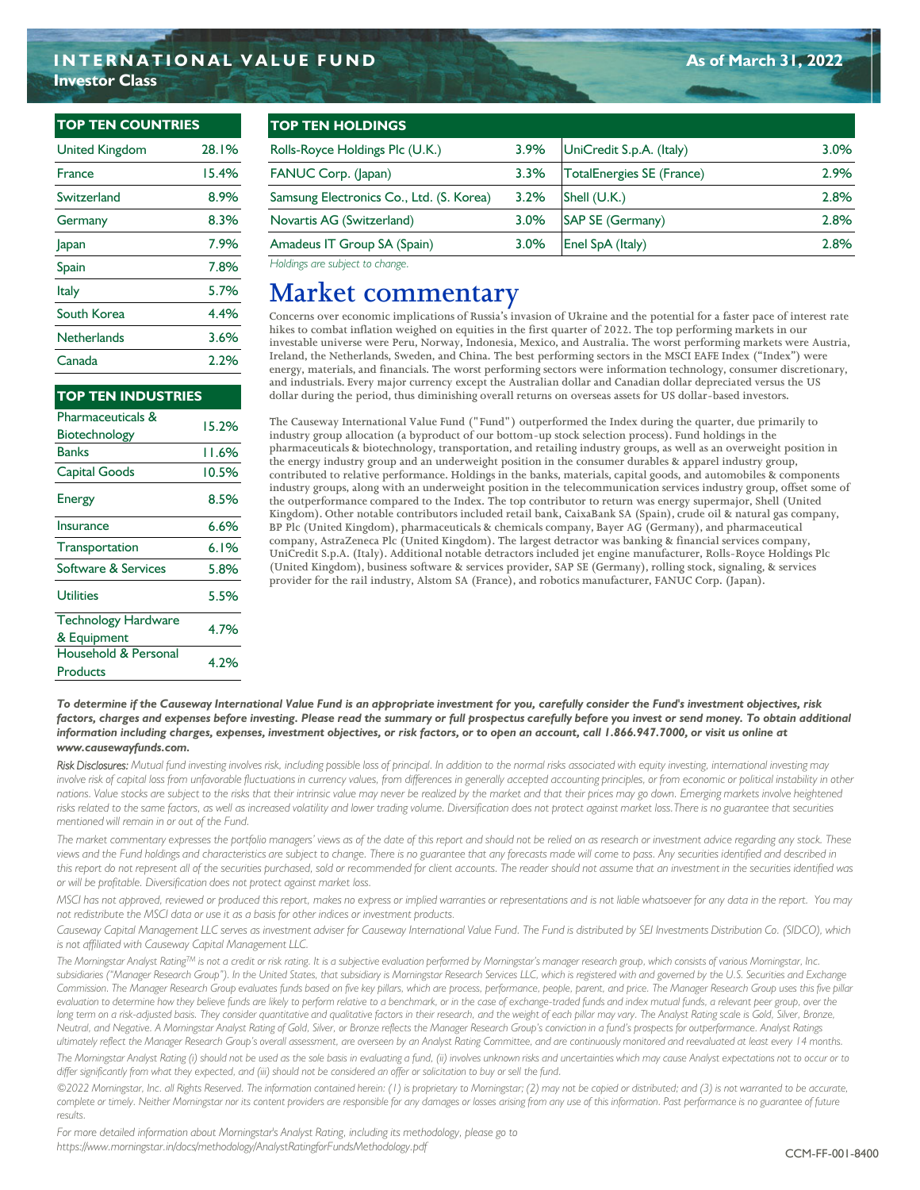# INTERNATIONAL VALUE FUND

**Investor Class**

**As of March 31, 2022**

## TOP TEN COUNTRIES

| | |
|---|---|
| United Kingdom | 28.1% |
| France | 15.4% |
| Switzerland | 8.9% |
| Germany | 8.3% |
| Japan | 7.9% |
| Spain | 7.8% |
| Italy | 5.7% |
| South Korea | 4.4% |
| Netherlands | 3.6% |
| Canada | 2.2% |

## TOP TEN INDUSTRIES

| | |
|---|---|
| Pharmaceuticals & Biotechnology | 15.2% |
| Banks | 11.6% |
| Capital Goods | 10.5% |
| Energy | 8.5% |
| Insurance | 6.6% |
| Transportation | 6.1% |
| Software & Services | 5.8% |
| Utilities | 5.5% |
| Technology Hardware & Equipment | 4.7% |
| Household & Personal Products | 4.2% |

## TOP TEN HOLDINGS

| | | | |
|---|---|---|---|
| Rolls-Royce Holdings Plc (U.K.) | 3.9% | UniCredit S.p.A. (Italy) | 3.0% |
| FANUC Corp. (Japan) | 3.3% | TotalEnergies SE (France) | 2.9% |
| Samsung Electronics Co., Ltd. (S. Korea) | 3.2% | Shell (U.K.) | 2.8% |
| Novartis AG (Switzerland) | 3.0% | SAP SE (Germany) | 2.8% |
| Amadeus IT Group SA (Spain) | 3.0% | Enel SpA (Italy) | 2.8% |

*Holdings are subject to change.*

# Market commentary

Concerns over economic implications of Russia's invasion of Ukraine and the potential for a faster pace of interest rate hikes to combat inflation weighed on equities in the first quarter of 2022. The top performing markets in our investable universe were Peru, Norway, Indonesia, Mexico, and Australia. The worst performing markets were Austria, Ireland, the Netherlands, Sweden, and China. The best performing sectors in the MSCI EAFE Index ("Index") were energy, materials, and financials. The worst performing sectors were information technology, consumer discretionary, and industrials. Every major currency except the Australian dollar and Canadian dollar depreciated versus the US dollar during the period, thus diminishing overall returns on overseas assets for US dollar-based investors.

The Causeway International Value Fund ("Fund") outperformed the Index during the quarter, due primarily to industry group allocation (a byproduct of our bottom-up stock selection process). Fund holdings in the pharmaceuticals & biotechnology, transportation, and retailing industry groups, as well as an overweight position in the energy industry group and an underweight position in the consumer durables & apparel industry group, contributed to relative performance. Holdings in the banks, materials, capital goods, and automobiles & components industry groups, along with an underweight position in the telecommunication services industry group, offset some of the outperformance compared to the Index. The top contributor to return was energy supermajor, Shell (United Kingdom). Other notable contributors included retail bank, CaixaBank SA (Spain), crude oil & natural gas company, BP Plc (United Kingdom), pharmaceuticals & chemicals company, Bayer AG (Germany), and pharmaceutical company, AstraZeneca Plc (United Kingdom). The largest detractor was banking & financial services company, UniCredit S.p.A. (Italy). Additional notable detractors included jet engine manufacturer, Rolls-Royce Holdings Plc (United Kingdom), business software & services provider, SAP SE (Germany), rolling stock, signaling, & services provider for the rail industry, Alstom SA (France), and robotics manufacturer, FANUC Corp. (Japan).

***To determine if the Causeway International Value Fund is an appropriate investment for you, carefully consider the Fund's investment objectives, risk factors, charges and expenses before investing. Please read the summary or full prospectus carefully before you invest or send money. To obtain additional information including charges, expenses, investment objectives, or risk factors, or to open an account, call 1.866.947.7000, or visit us online at www.causewayfunds.com.***

*Risk Disclosures: Mutual fund investing involves risk, including possible loss of principal. In addition to the normal risks associated with equity investing, international investing may involve risk of capital loss from unfavorable fluctuations in currency values, from differences in generally accepted accounting principles, or from economic or political instability in other nations. Value stocks are subject to the risks that their intrinsic value may never be realized by the market and that their prices may go down. Emerging markets involve heightened risks related to the same factors, as well as increased volatility and lower trading volume. Diversification does not protect against market loss. There is no guarantee that securities mentioned will remain in or out of the Fund.*

*The market commentary expresses the portfolio managers' views as of the date of this report and should not be relied on as research or investment advice regarding any stock. These views and the Fund holdings and characteristics are subject to change. There is no guarantee that any forecasts made will come to pass. Any securities identified and described in this report do not represent all of the securities purchased, sold or recommended for client accounts. The reader should not assume that an investment in the securities identified was or will be profitable. Diversification does not protect against market loss.*

*MSCI has not approved, reviewed or produced this report, makes no express or implied warranties or representations and is not liable whatsoever for any data in the report. You may not redistribute the MSCI data or use it as a basis for other indices or investment products.*

*Causeway Capital Management LLC serves as investment adviser for Causeway International Value Fund. The Fund is distributed by SEI Investments Distribution Co. (SIDCO), which is not affiliated with Causeway Capital Management LLC.*

*The Morningstar Analyst Rating™ is not a credit or risk rating. It is a subjective evaluation performed by Morningstar's manager research group, which consists of various Morningstar, Inc. subsidiaries ("Manager Research Group"). In the United States, that subsidiary is Morningstar Research Services LLC, which is registered with and governed by the U.S. Securities and Exchange Commission. The Manager Research Group evaluates funds based on five key pillars, which are process, performance, people, parent, and price. The Manager Research Group uses this five pillar evaluation to determine how they believe funds are likely to perform relative to a benchmark, or in the case of exchange-traded funds and index mutual funds, a relevant peer group, over the long term on a risk-adjusted basis. They consider quantitative and qualitative factors in their research, and the weight of each pillar may vary. The Analyst Rating scale is Gold, Silver, Bronze, Neutral, and Negative. A Morningstar Analyst Rating of Gold, Silver, or Bronze reflects the Manager Research Group's conviction in a fund's prospects for outperformance. Analyst Ratings ultimately reflect the Manager Research Group's overall assessment, are overseen by an Analyst Rating Committee, and are continuously monitored and reevaluated at least every 14 months.*

*The Morningstar Analyst Rating (i) should not be used as the sole basis in evaluating a fund, (ii) involves unknown risks and uncertainties which may cause Analyst expectations not to occur or to differ significantly from what they expected, and (iii) should not be considered an offer or solicitation to buy or sell the fund.*

*©2022 Morningstar, Inc. all Rights Reserved. The information contained herein: (1) is proprietary to Morningstar; (2) may not be copied or distributed; and (3) is not warranted to be accurate, complete or timely. Neither Morningstar nor its content providers are responsible for any damages or losses arising from any use of this information. Past performance is no guarantee of future results.*

*For more detailed information about Morningstar's Analyst Rating, including its methodology, please go to https://www.morningstar.in/docs/methodology/AnalystRatingforFundsMethodology.pdf*

CCM-FF-001-8400